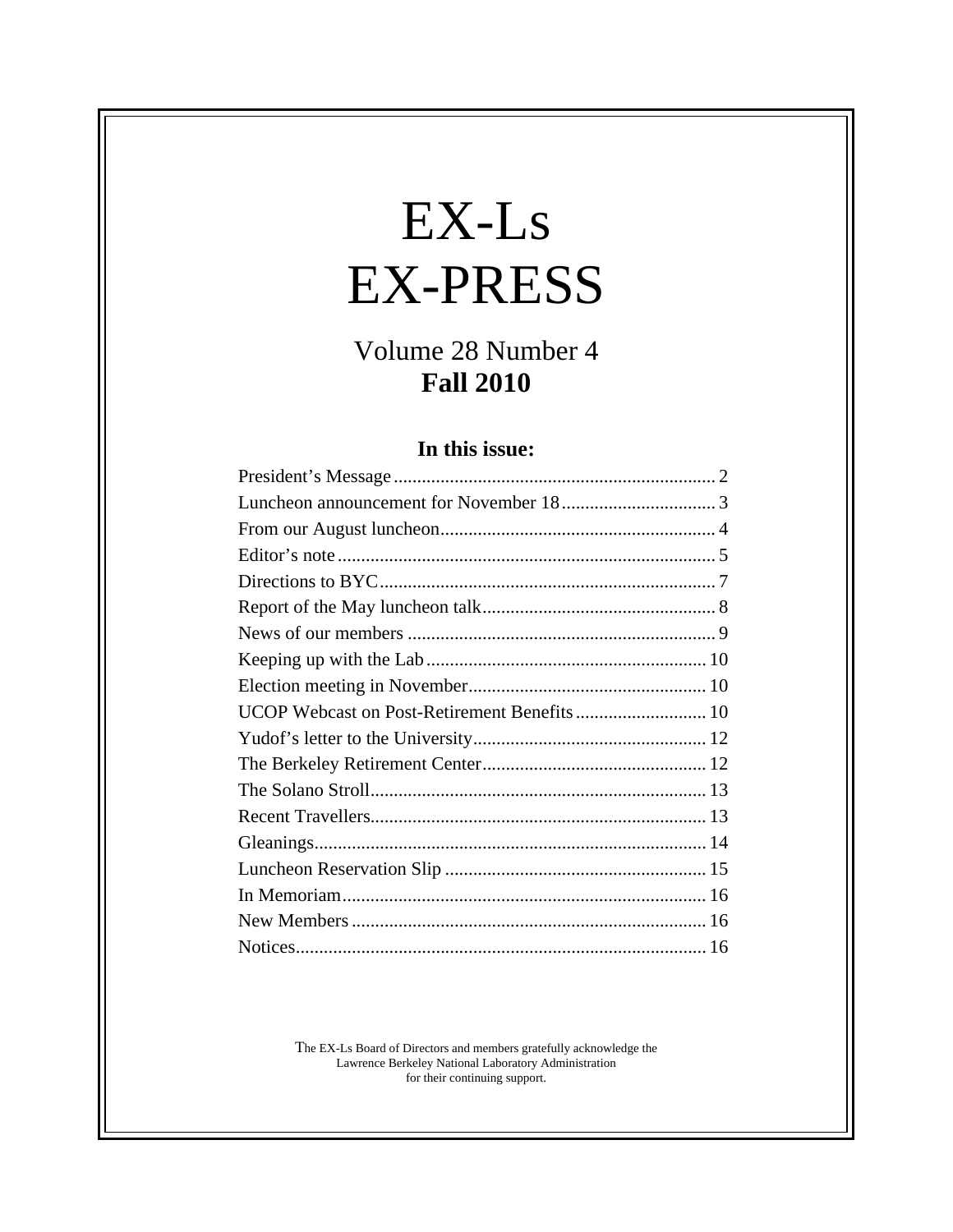# EX-Ls EX-PRESS

## Volume 28 Number 4
## **Fall 2010**

### In this issue:

| | |
|---|---|
| President's Message | 2 |
| Luncheon announcement for November 18 | 3 |
| From our August luncheon | 4 |
| Editor's note | 5 |
| Directions to BYC | 7 |
| Report of the May luncheon talk | 8 |
| News of our members | 9 |
| Keeping up with the Lab | 10 |
| Election meeting in November | 10 |
| UCOP Webcast on Post-Retirement Benefits | 10 |
| Yudof's letter to the University | 12 |
| The Berkeley Retirement Center | 12 |
| The Solano Stroll | 13 |
| Recent Travellers | 13 |
| Gleanings | 14 |
| Luncheon Reservation Slip | 15 |
| In Memoriam | 16 |
| New Members | 16 |
| Notices | 16 |

The EX-Ls Board of Directors and members gratefully acknowledge the Lawrence Berkeley National Laboratory Administration for their continuing support.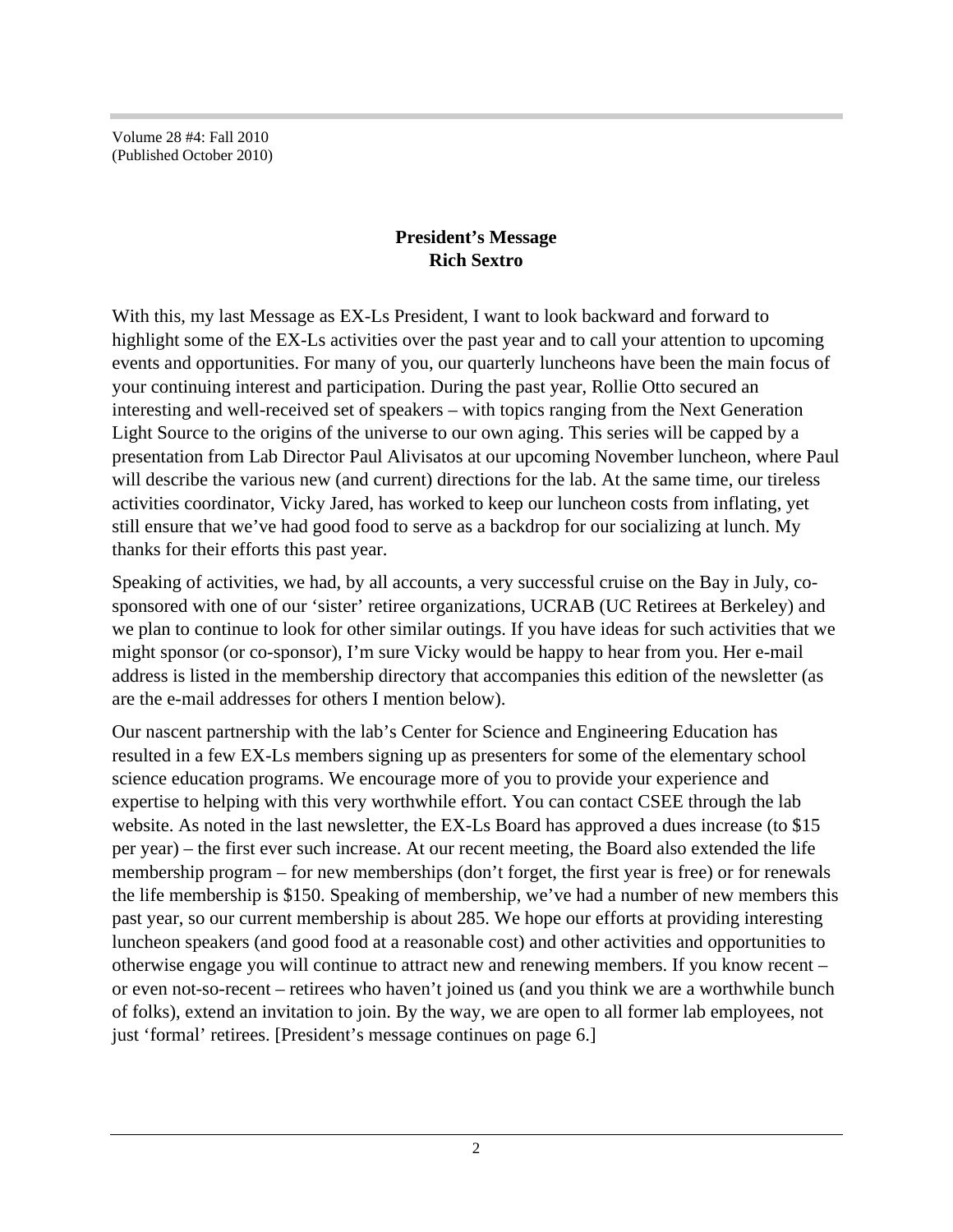Volume 28 #4: Fall 2010
(Published October 2010)

## President's Message
**Rich Sextro**

With this, my last Message as EX-Ls President, I want to look backward and forward to highlight some of the EX-Ls activities over the past year and to call your attention to upcoming events and opportunities. For many of you, our quarterly luncheons have been the main focus of your continuing interest and participation. During the past year, Rollie Otto secured an interesting and well-received set of speakers – with topics ranging from the Next Generation Light Source to the origins of the universe to our own aging. This series will be capped by a presentation from Lab Director Paul Alivisatos at our upcoming November luncheon, where Paul will describe the various new (and current) directions for the lab. At the same time, our tireless activities coordinator, Vicky Jared, has worked to keep our luncheon costs from inflating, yet still ensure that we've had good food to serve as a backdrop for our socializing at lunch. My thanks for their efforts this past year.

Speaking of activities, we had, by all accounts, a very successful cruise on the Bay in July, co-sponsored with one of our 'sister' retiree organizations, UCRAB (UC Retirees at Berkeley) and we plan to continue to look for other similar outings. If you have ideas for such activities that we might sponsor (or co-sponsor), I'm sure Vicky would be happy to hear from you. Her e-mail address is listed in the membership directory that accompanies this edition of the newsletter (as are the e-mail addresses for others I mention below).

Our nascent partnership with the lab's Center for Science and Engineering Education has resulted in a few EX-Ls members signing up as presenters for some of the elementary school science education programs. We encourage more of you to provide your experience and expertise to helping with this very worthwhile effort. You can contact CSEE through the lab website. As noted in the last newsletter, the EX-Ls Board has approved a dues increase (to $15 per year) – the first ever such increase. At our recent meeting, the Board also extended the life membership program – for new memberships (don't forget, the first year is free) or for renewals the life membership is $150. Speaking of membership, we've had a number of new members this past year, so our current membership is about 285. We hope our efforts at providing interesting luncheon speakers (and good food at a reasonable cost) and other activities and opportunities to otherwise engage you will continue to attract new and renewing members. If you know recent – or even not-so-recent – retirees who haven't joined us (and you think we are a worthwhile bunch of folks), extend an invitation to join. By the way, we are open to all former lab employees, not just 'formal' retirees. [President's message continues on page 6.]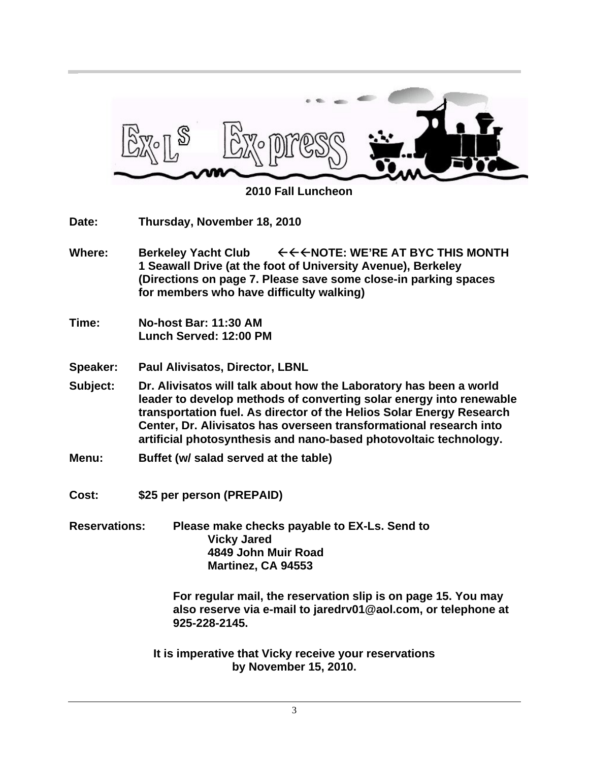# EX-Ls Ex-press

## 2010 Fall Luncheon

**Date:** Thursday, November 18, 2010

**Where:** Berkeley Yacht Club ←←←NOTE: WE'RE AT BYC THIS MONTH
1 Seawall Drive (at the foot of University Avenue), Berkeley
(Directions on page 7. Please save some close-in parking spaces for members who have difficulty walking)

**Time:** No-host Bar: 11:30 AM
Lunch Served: 12:00 PM

**Speaker:** Paul Alivisatos, Director, LBNL

**Subject:** Dr. Alivisatos will talk about how the Laboratory has been a world leader to develop methods of converting solar energy into renewable transportation fuel. As director of the Helios Solar Energy Research Center, Dr. Alivisatos has overseen transformational research into artificial photosynthesis and nano-based photovoltaic technology.

**Menu:** Buffet (w/ salad served at the table)

**Cost:** $25 per person (PREPAID)

**Reservations:** Please make checks payable to EX-Ls. Send to
Vicky Jared
4849 John Muir Road
Martinez, CA 94553

For regular mail, the reservation slip is on page 15. You may also reserve via e-mail to jaredrv01@aol.com, or telephone at 925-228-2145.

**It is imperative that Vicky receive your reservations by November 15, 2010.**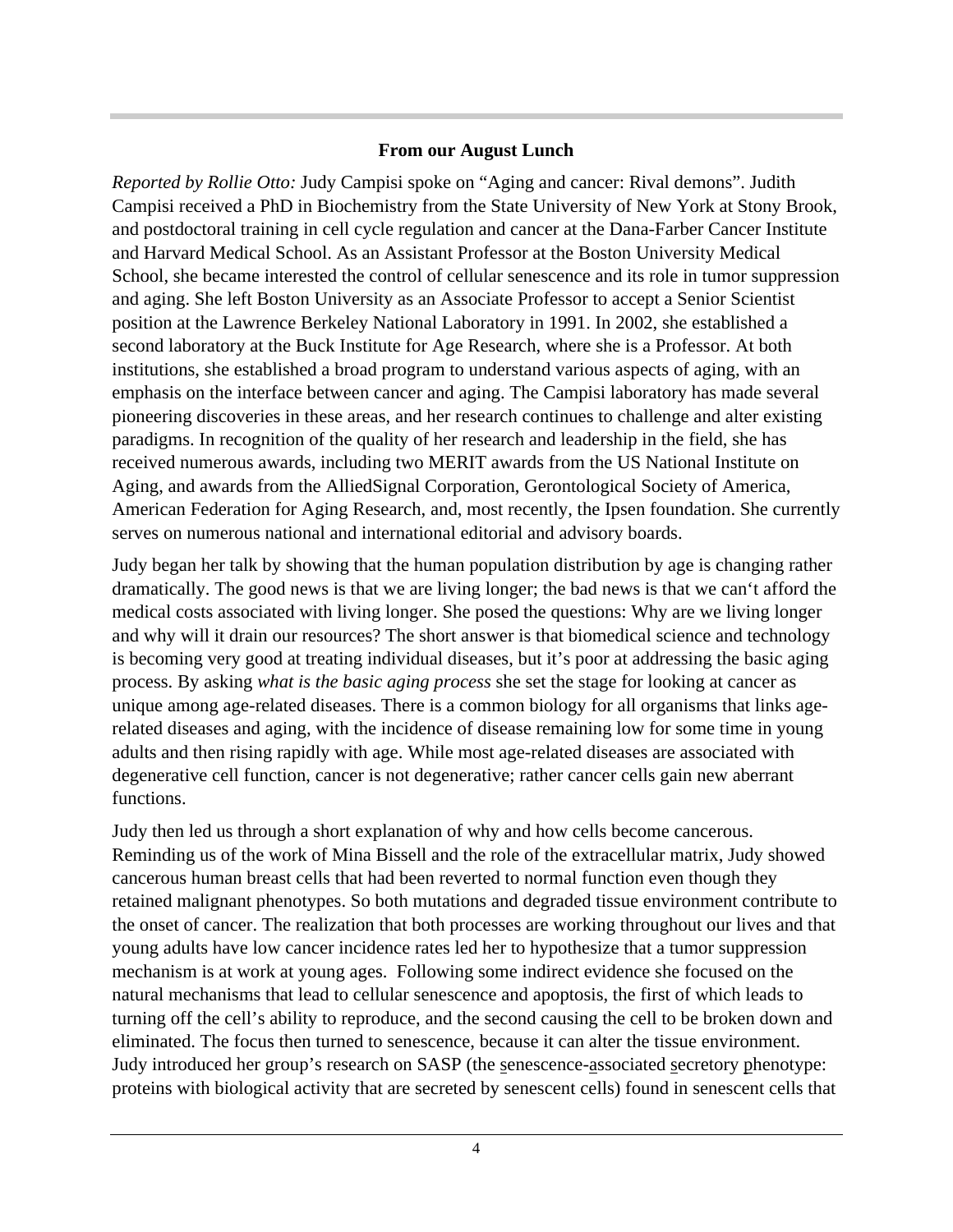### From our August Lunch

*Reported by Rollie Otto:* Judy Campisi spoke on "Aging and cancer: Rival demons". Judith Campisi received a PhD in Biochemistry from the State University of New York at Stony Brook, and postdoctoral training in cell cycle regulation and cancer at the Dana-Farber Cancer Institute and Harvard Medical School. As an Assistant Professor at the Boston University Medical School, she became interested the control of cellular senescence and its role in tumor suppression and aging. She left Boston University as an Associate Professor to accept a Senior Scientist position at the Lawrence Berkeley National Laboratory in 1991. In 2002, she established a second laboratory at the Buck Institute for Age Research, where she is a Professor. At both institutions, she established a broad program to understand various aspects of aging, with an emphasis on the interface between cancer and aging. The Campisi laboratory has made several pioneering discoveries in these areas, and her research continues to challenge and alter existing paradigms. In recognition of the quality of her research and leadership in the field, she has received numerous awards, including two MERIT awards from the US National Institute on Aging, and awards from the AlliedSignal Corporation, Gerontological Society of America, American Federation for Aging Research, and, most recently, the Ipsen foundation. She currently serves on numerous national and international editorial and advisory boards.

Judy began her talk by showing that the human population distribution by age is changing rather dramatically. The good news is that we are living longer; the bad news is that we can't afford the medical costs associated with living longer. She posed the questions: Why are we living longer and why will it drain our resources? The short answer is that biomedical science and technology is becoming very good at treating individual diseases, but it's poor at addressing the basic aging process. By asking *what is the basic aging process* she set the stage for looking at cancer as unique among age-related diseases. There is a common biology for all organisms that links age-related diseases and aging, with the incidence of disease remaining low for some time in young adults and then rising rapidly with age. While most age-related diseases are associated with degenerative cell function, cancer is not degenerative; rather cancer cells gain new aberrant functions.

Judy then led us through a short explanation of why and how cells become cancerous. Reminding us of the work of Mina Bissell and the role of the extracellular matrix, Judy showed cancerous human breast cells that had been reverted to normal function even though they retained malignant phenotypes. So both mutations and degraded tissue environment contribute to the onset of cancer. The realization that both processes are working throughout our lives and that young adults have low cancer incidence rates led her to hypothesize that a tumor suppression mechanism is at work at young ages. Following some indirect evidence she focused on the natural mechanisms that lead to cellular senescence and apoptosis, the first of which leads to turning off the cell's ability to reproduce, and the second causing the cell to be broken down and eliminated. The focus then turned to senescence, because it can alter the tissue environment. Judy introduced her group's research on SASP (the senescence-associated secretory phenotype: proteins with biological activity that are secreted by senescent cells) found in senescent cells that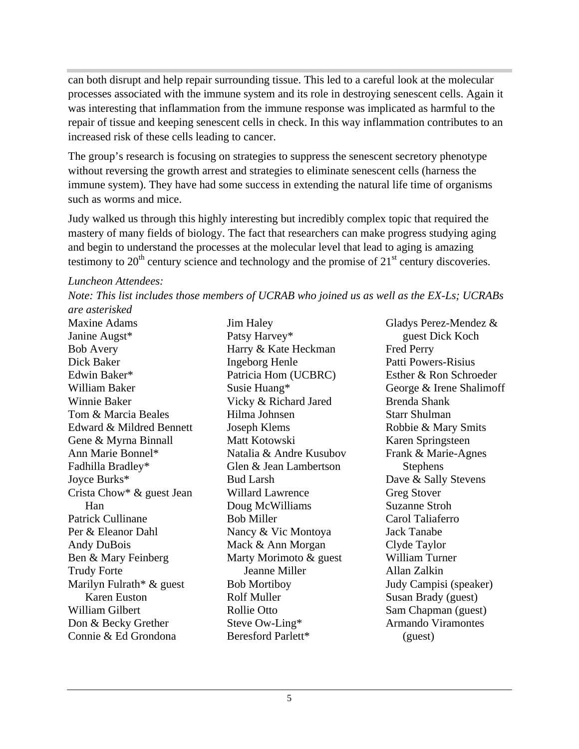can both disrupt and help repair surrounding tissue. This led to a careful look at the molecular processes associated with the immune system and its role in destroying senescent cells. Again it was interesting that inflammation from the immune response was implicated as harmful to the repair of tissue and keeping senescent cells in check. In this way inflammation contributes to an increased risk of these cells leading to cancer.

The group's research is focusing on strategies to suppress the senescent secretory phenotype without reversing the growth arrest and strategies to eliminate senescent cells (harness the immune system). They have had some success in extending the natural life time of organisms such as worms and mice.

Judy walked us through this highly interesting but incredibly complex topic that required the mastery of many fields of biology. The fact that researchers can make progress studying aging and begin to understand the processes at the molecular level that lead to aging is amazing testimony to 20th century science and technology and the promise of 21st century discoveries.

*Luncheon Attendees:*

*Note: This list includes those members of UCRAB who joined us as well as the EX-Ls; UCRABs are asterisked*

Maxine Adams
Janine Augst*
Bob Avery
Dick Baker
Edwin Baker*
William Baker
Winnie Baker
Tom & Marcia Beales
Edward & Mildred Bennett
Gene & Myrna Binnall
Ann Marie Bonnel*
Fadhilla Bradley*
Joyce Burks*
Crista Chow* & guest Jean Han
Patrick Cullinane
Per & Eleanor Dahl
Andy DuBois
Ben & Mary Feinberg
Trudy Forte
Marilyn Fulrath* & guest Karen Euston
William Gilbert
Don & Becky Grether
Connie & Ed Grondona
Jim Haley
Patsy Harvey*
Harry & Kate Heckman
Ingeborg Henle
Patricia Hom (UCBRC)
Susie Huang*
Vicky & Richard Jared
Hilma Johnsen
Joseph Klems
Matt Kotowski
Natalia & Andre Kusubov
Glen & Jean Lambertson
Bud Larsh
Willard Lawrence
Doug McWilliams
Bob Miller
Nancy & Vic Montoya
Mack & Ann Morgan
Marty Morimoto & guest Jeanne Miller
Bob Mortiboy
Rolf Muller
Rollie Otto
Steve Ow-Ling*
Beresford Parlett*
Gladys Perez-Mendez & guest Dick Koch
Fred Perry
Patti Powers-Risius
Esther & Ron Schroeder
George & Irene Shalimoff
Brenda Shank
Starr Shulman
Robbie & Mary Smits
Karen Springsteen
Frank & Marie-Agnes Stephens
Dave & Sally Stevens
Greg Stover
Suzanne Stroh
Carol Taliaferro
Jack Tanabe
Clyde Taylor
William Turner
Allan Zalkin
Judy Campisi (speaker)
Susan Brady (guest)
Sam Chapman (guest)
Armando Viramontes (guest)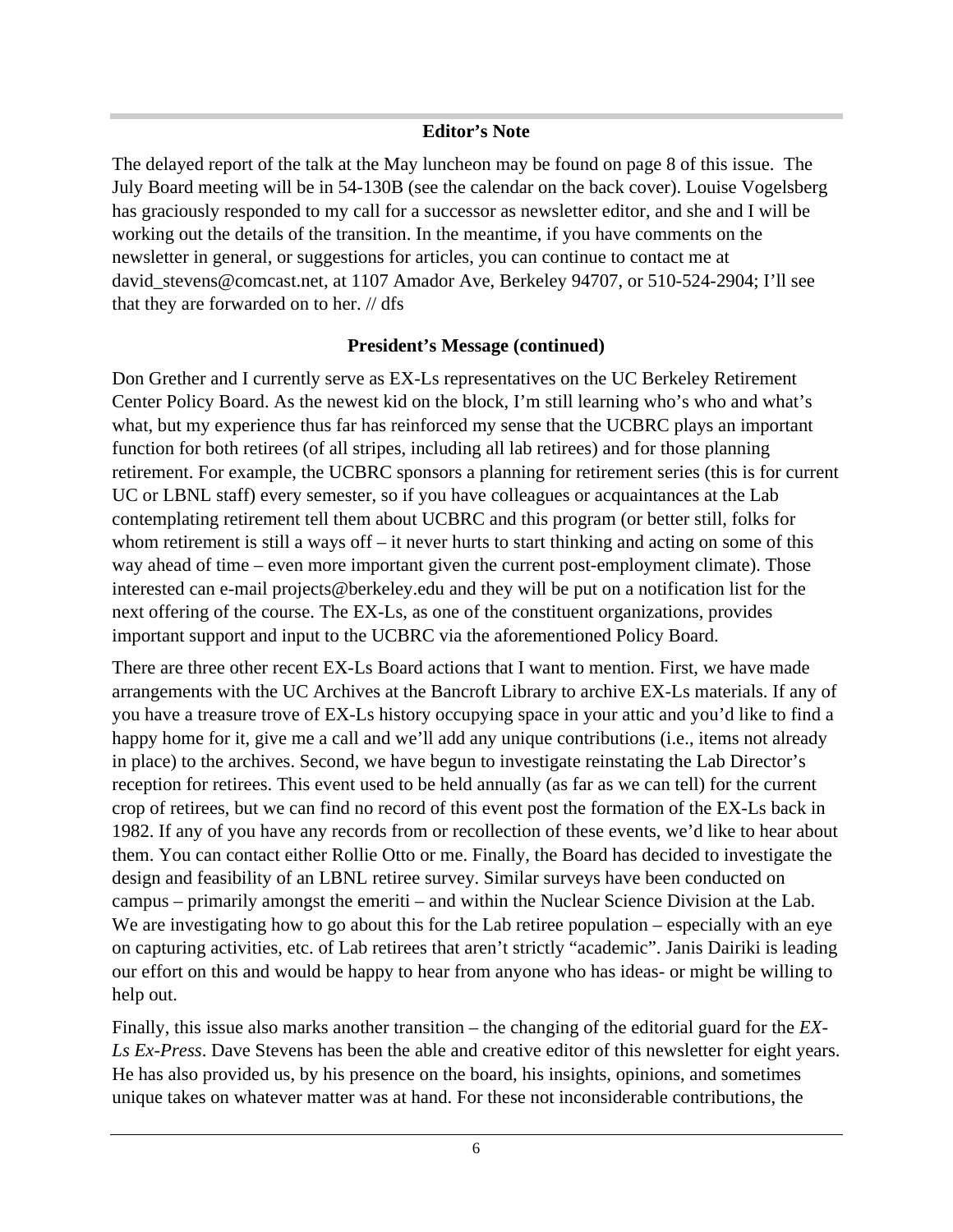## Editor's Note

The delayed report of the talk at the May luncheon may be found on page 8 of this issue. The July Board meeting will be in 54-130B (see the calendar on the back cover). Louise Vogelsberg has graciously responded to my call for a successor as newsletter editor, and she and I will be working out the details of the transition. In the meantime, if you have comments on the newsletter in general, or suggestions for articles, you can continue to contact me at david_stevens@comcast.net, at 1107 Amador Ave, Berkeley 94707, or 510-524-2904; I'll see that they are forwarded on to her. // dfs

## President's Message (continued)

Don Grether and I currently serve as EX-Ls representatives on the UC Berkeley Retirement Center Policy Board. As the newest kid on the block, I'm still learning who's who and what's what, but my experience thus far has reinforced my sense that the UCBRC plays an important function for both retirees (of all stripes, including all lab retirees) and for those planning retirement. For example, the UCBRC sponsors a planning for retirement series (this is for current UC or LBNL staff) every semester, so if you have colleagues or acquaintances at the Lab contemplating retirement tell them about UCBRC and this program (or better still, folks for whom retirement is still a ways off – it never hurts to start thinking and acting on some of this way ahead of time – even more important given the current post-employment climate). Those interested can e-mail projects@berkeley.edu and they will be put on a notification list for the next offering of the course. The EX-Ls, as one of the constituent organizations, provides important support and input to the UCBRC via the aforementioned Policy Board.

There are three other recent EX-Ls Board actions that I want to mention. First, we have made arrangements with the UC Archives at the Bancroft Library to archive EX-Ls materials. If any of you have a treasure trove of EX-Ls history occupying space in your attic and you'd like to find a happy home for it, give me a call and we'll add any unique contributions (i.e., items not already in place) to the archives. Second, we have begun to investigate reinstating the Lab Director's reception for retirees. This event used to be held annually (as far as we can tell) for the current crop of retirees, but we can find no record of this event post the formation of the EX-Ls back in 1982. If any of you have any records from or recollection of these events, we'd like to hear about them. You can contact either Rollie Otto or me. Finally, the Board has decided to investigate the design and feasibility of an LBNL retiree survey. Similar surveys have been conducted on campus – primarily amongst the emeriti – and within the Nuclear Science Division at the Lab. We are investigating how to go about this for the Lab retiree population – especially with an eye on capturing activities, etc. of Lab retirees that aren't strictly "academic". Janis Dairiki is leading our effort on this and would be happy to hear from anyone who has ideas- or might be willing to help out.

Finally, this issue also marks another transition – the changing of the editorial guard for the *EX-Ls Ex-Press*. Dave Stevens has been the able and creative editor of this newsletter for eight years. He has also provided us, by his presence on the board, his insights, opinions, and sometimes unique takes on whatever matter was at hand. For these not inconsiderable contributions, the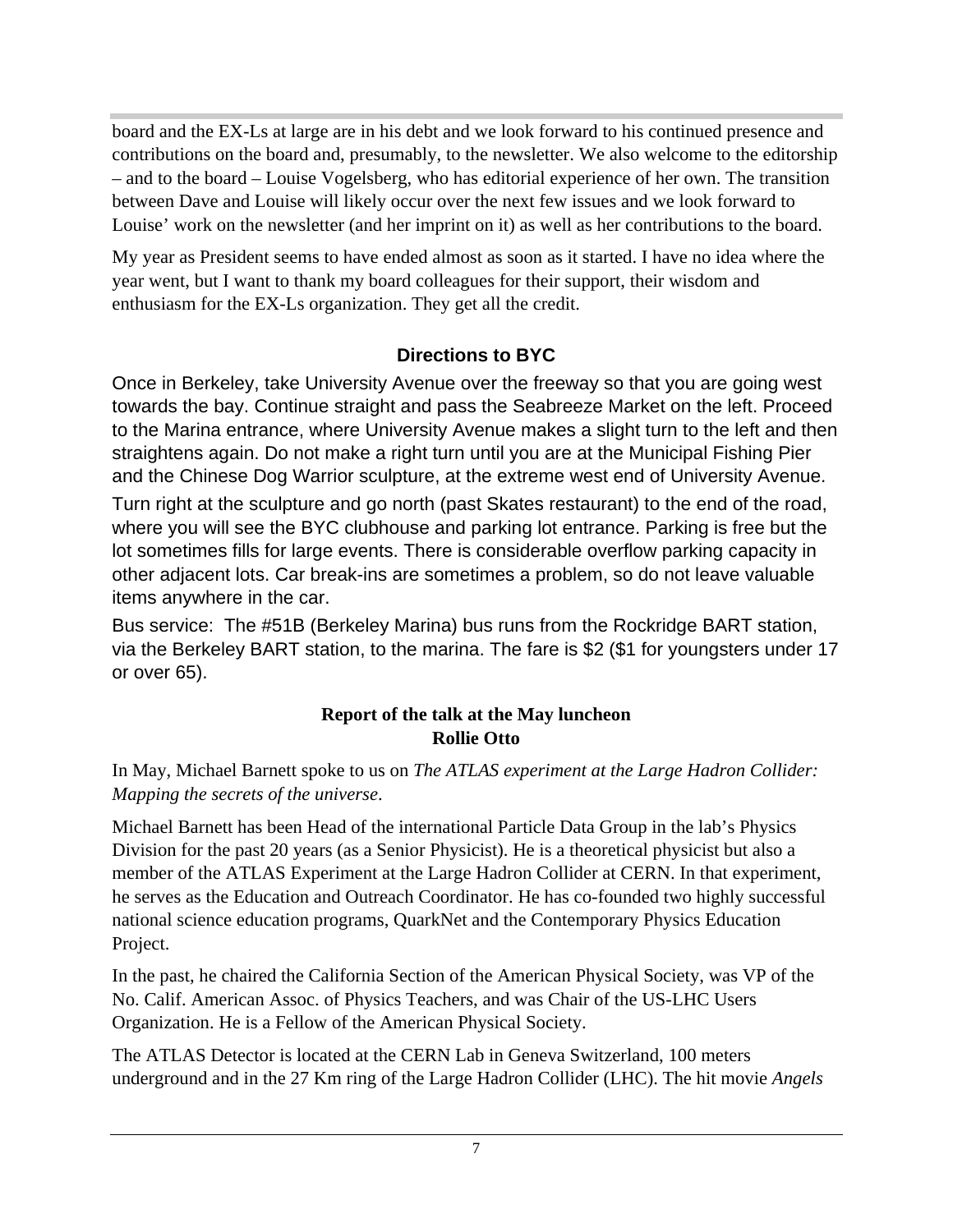board and the EX-Ls at large are in his debt and we look forward to his continued presence and contributions on the board and, presumably, to the newsletter. We also welcome to the editorship – and to the board – Louise Vogelsberg, who has editorial experience of her own. The transition between Dave and Louise will likely occur over the next few issues and we look forward to Louise' work on the newsletter (and her imprint on it) as well as her contributions to the board.

My year as President seems to have ended almost as soon as it started. I have no idea where the year went, but I want to thank my board colleagues for their support, their wisdom and enthusiasm for the EX-Ls organization. They get all the credit.

## Directions to BYC

Once in Berkeley, take University Avenue over the freeway so that you are going west towards the bay. Continue straight and pass the Seabreeze Market on the left. Proceed to the Marina entrance, where University Avenue makes a slight turn to the left and then straightens again. Do not make a right turn until you are at the Municipal Fishing Pier and the Chinese Dog Warrior sculpture, at the extreme west end of University Avenue.

Turn right at the sculpture and go north (past Skates restaurant) to the end of the road, where you will see the BYC clubhouse and parking lot entrance. Parking is free but the lot sometimes fills for large events. There is considerable overflow parking capacity in other adjacent lots. Car break-ins are sometimes a problem, so do not leave valuable items anywhere in the car.

Bus service: The #51B (Berkeley Marina) bus runs from the Rockridge BART station, via the Berkeley BART station, to the marina. The fare is $2 ($1 for youngsters under 17 or over 65).

## Report of the talk at the May luncheon
**Rollie Otto**

In May, Michael Barnett spoke to us on *The ATLAS experiment at the Large Hadron Collider: Mapping the secrets of the universe*.

Michael Barnett has been Head of the international Particle Data Group in the lab's Physics Division for the past 20 years (as a Senior Physicist). He is a theoretical physicist but also a member of the ATLAS Experiment at the Large Hadron Collider at CERN. In that experiment, he serves as the Education and Outreach Coordinator. He has co-founded two highly successful national science education programs, QuarkNet and the Contemporary Physics Education Project.

In the past, he chaired the California Section of the American Physical Society, was VP of the No. Calif. American Assoc. of Physics Teachers, and was Chair of the US-LHC Users Organization. He is a Fellow of the American Physical Society.

The ATLAS Detector is located at the CERN Lab in Geneva Switzerland, 100 meters underground and in the 27 Km ring of the Large Hadron Collider (LHC). The hit movie *Angels*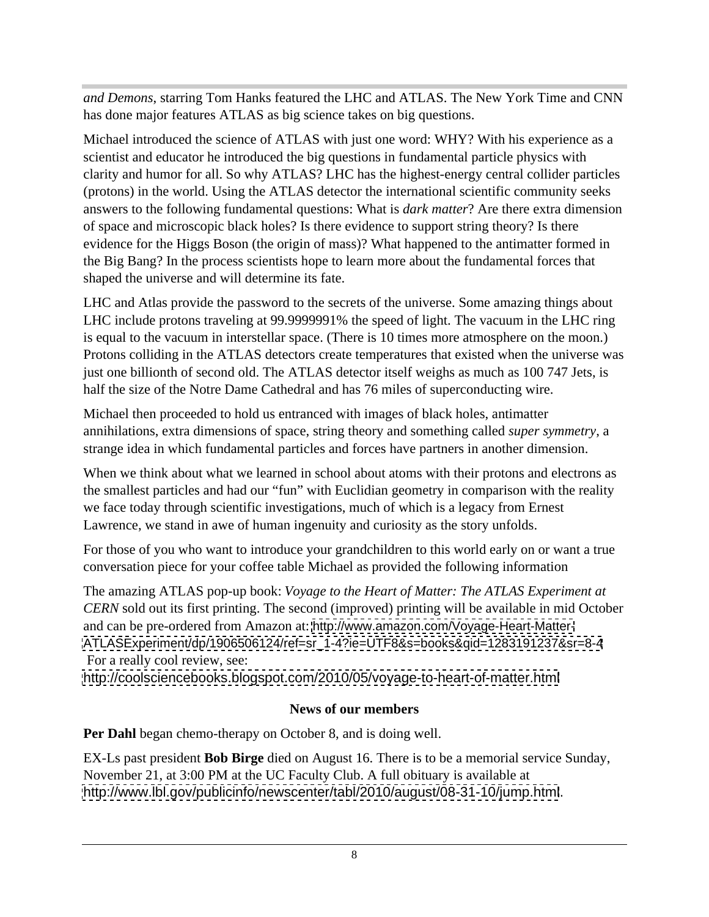*and Demons*, starring Tom Hanks featured the LHC and ATLAS. The New York Time and CNN has done major features ATLAS as big science takes on big questions.

Michael introduced the science of ATLAS with just one word: WHY? With his experience as a scientist and educator he introduced the big questions in fundamental particle physics with clarity and humor for all. So why ATLAS? LHC has the highest-energy central collider particles (protons) in the world. Using the ATLAS detector the international scientific community seeks answers to the following fundamental questions: What is *dark matter*? Are there extra dimension of space and microscopic black holes? Is there evidence to support string theory? Is there evidence for the Higgs Boson (the origin of mass)? What happened to the antimatter formed in the Big Bang? In the process scientists hope to learn more about the fundamental forces that shaped the universe and will determine its fate.

LHC and Atlas provide the password to the secrets of the universe. Some amazing things about LHC include protons traveling at 99.9999991% the speed of light. The vacuum in the LHC ring is equal to the vacuum in interstellar space. (There is 10 times more atmosphere on the moon.) Protons colliding in the ATLAS detectors create temperatures that existed when the universe was just one billionth of second old. The ATLAS detector itself weighs as much as 100 747 Jets, is half the size of the Notre Dame Cathedral and has 76 miles of superconducting wire.

Michael then proceeded to hold us entranced with images of black holes, antimatter annihilations, extra dimensions of space, string theory and something called *super symmetry*, a strange idea in which fundamental particles and forces have partners in another dimension.

When we think about what we learned in school about atoms with their protons and electrons as the smallest particles and had our "fun" with Euclidian geometry in comparison with the reality we face today through scientific investigations, much of which is a legacy from Ernest Lawrence, we stand in awe of human ingenuity and curiosity as the story unfolds.

For those of you who want to introduce your grandchildren to this world early on or want a true conversation piece for your coffee table Michael as provided the following information

The amazing ATLAS pop-up book: *Voyage to the Heart of Matter: The ATLAS Experiment at CERN* sold out its first printing. The second (improved) printing will be available in mid October and can be pre-ordered from Amazon at: http://www.amazon.com/Voyage-Heart-Matter-ATLASExperiment/dp/1906506124/ref=sr_1-4?ie=UTF8&s=books&qid=1283191237&sr=8-4
For a really cool review, see:
http://coolsciencebooks.blogspot.com/2010/05/voyage-to-heart-of-matter.html

### News of our members

**Per Dahl** began chemo-therapy on October 8, and is doing well.

EX-Ls past president **Bob Birge** died on August 16. There is to be a memorial service Sunday, November 21, at 3:00 PM at the UC Faculty Club. A full obituary is available at http://www.lbl.gov/publicinfo/newscenter/tabl/2010/august/08-31-10/jump.html.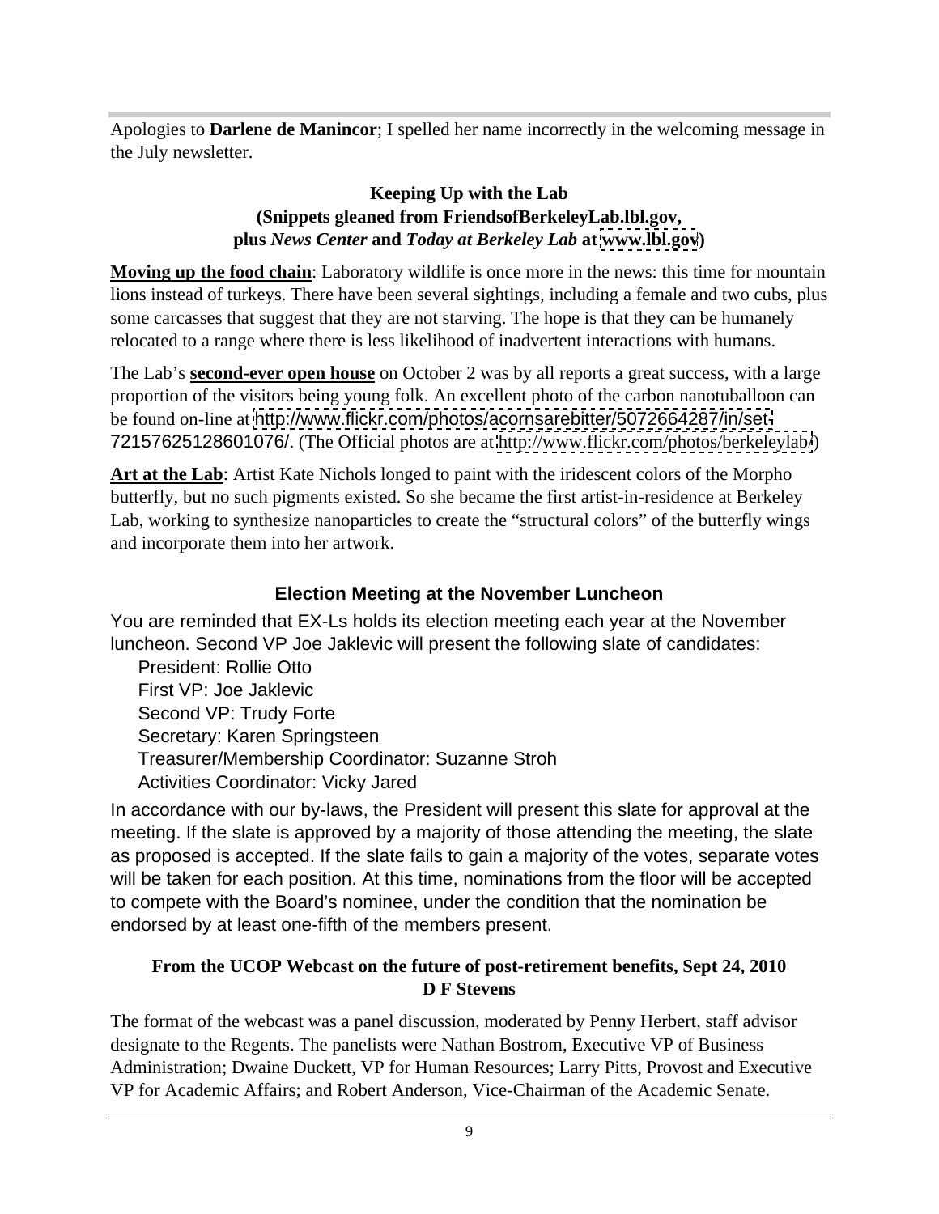Apologies to **Darlene de Manincor**; I spelled her name incorrectly in the welcoming message in the July newsletter.

### Keeping Up with the Lab
### (Snippets gleaned from FriendsofBerkeleyLab.lbl.gov, plus *News Center* and *Today at Berkeley Lab* at www.lbl.gov)

**Moving up the food chain**: Laboratory wildlife is once more in the news: this time for mountain lions instead of turkeys. There have been several sightings, including a female and two cubs, plus some carcasses that suggest that they are not starving. The hope is that they can be humanely relocated to a range where there is less likelihood of inadvertent interactions with humans.

The Lab's **second-ever open house** on October 2 was by all reports a great success, with a large proportion of the visitors being young folk. An excellent photo of the carbon nanotuballoon can be found on-line at http://www.flickr.com/photos/acornsarebitter/5072664287/in/set-72157625128601076/. (The Official photos are at http://www.flickr.com/photos/berkeleylab/)

**Art at the Lab**: Artist Kate Nichols longed to paint with the iridescent colors of the Morpho butterfly, but no such pigments existed. So she became the first artist-in-residence at Berkeley Lab, working to synthesize nanoparticles to create the "structural colors" of the butterfly wings and incorporate them into her artwork.

## Election Meeting at the November Luncheon

You are reminded that EX-Ls holds its election meeting each year at the November luncheon. Second VP Joe Jaklevic will present the following slate of candidates:

- President: Rollie Otto
- First VP: Joe Jaklevic
- Second VP: Trudy Forte
- Secretary: Karen Springsteen
- Treasurer/Membership Coordinator: Suzanne Stroh
- Activities Coordinator: Vicky Jared

In accordance with our by-laws, the President will present this slate for approval at the meeting. If the slate is approved by a majority of those attending the meeting, the slate as proposed is accepted. If the slate fails to gain a majority of the votes, separate votes will be taken for each position. At this time, nominations from the floor will be accepted to compete with the Board's nominee, under the condition that the nomination be endorsed by at least one-fifth of the members present.

### From the UCOP Webcast on the future of post-retirement benefits, Sept 24, 2010
### D F Stevens

The format of the webcast was a panel discussion, moderated by Penny Herbert, staff advisor designate to the Regents. The panelists were Nathan Bostrom, Executive VP of Business Administration; Dwaine Duckett, VP for Human Resources; Larry Pitts, Provost and Executive VP for Academic Affairs; and Robert Anderson, Vice-Chairman of the Academic Senate.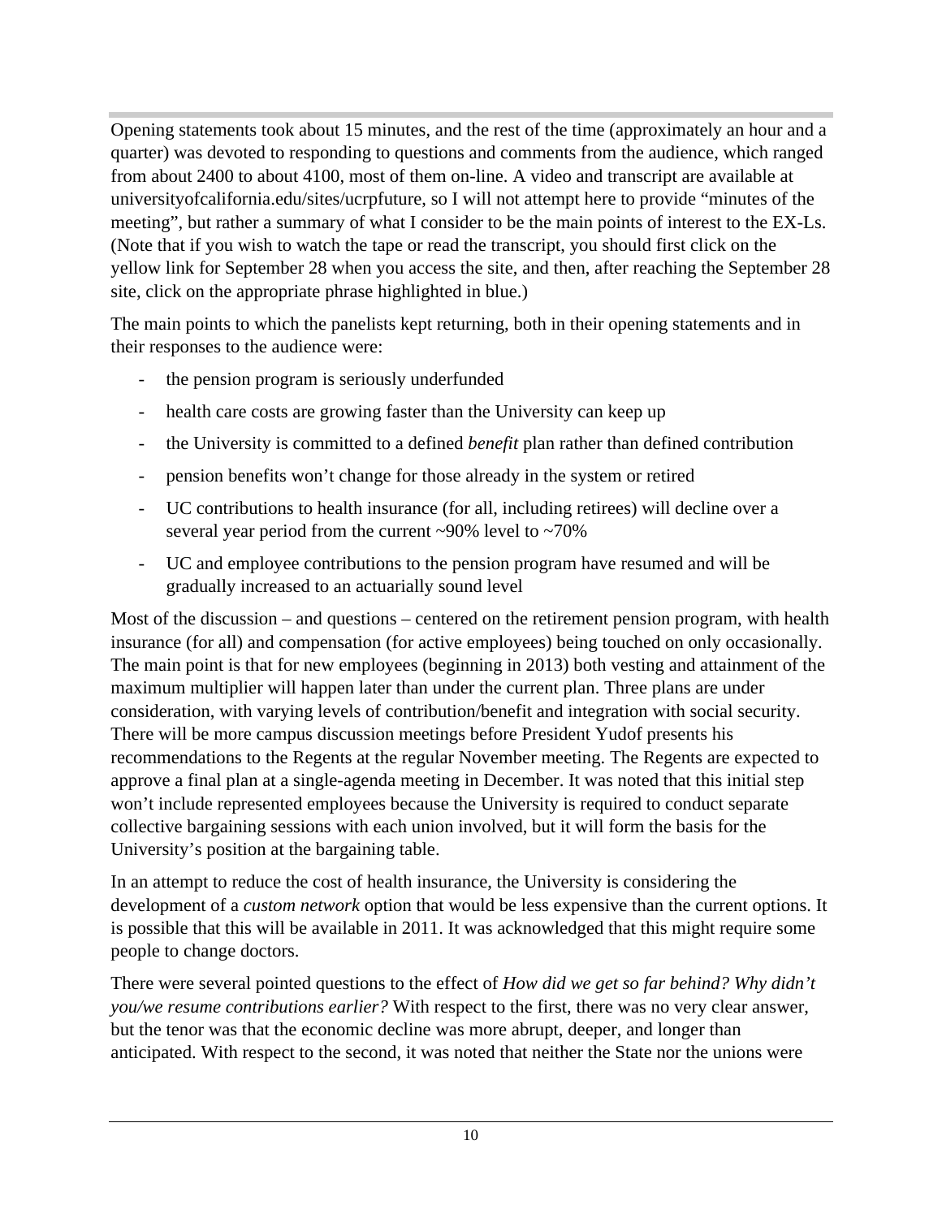Opening statements took about 15 minutes, and the rest of the time (approximately an hour and a quarter) was devoted to responding to questions and comments from the audience, which ranged from about 2400 to about 4100, most of them on-line. A video and transcript are available at universityofcalifornia.edu/sites/ucrpfuture, so I will not attempt here to provide "minutes of the meeting", but rather a summary of what I consider to be the main points of interest to the EX-Ls. (Note that if you wish to watch the tape or read the transcript, you should first click on the yellow link for September 28 when you access the site, and then, after reaching the September 28 site, click on the appropriate phrase highlighted in blue.)

The main points to which the panelists kept returning, both in their opening statements and in their responses to the audience were:

- the pension program is seriously underfunded
- health care costs are growing faster than the University can keep up
- the University is committed to a defined *benefit* plan rather than defined contribution
- pension benefits won't change for those already in the system or retired
- UC contributions to health insurance (for all, including retirees) will decline over a several year period from the current ~90% level to ~70%
- UC and employee contributions to the pension program have resumed and will be gradually increased to an actuarially sound level

Most of the discussion – and questions – centered on the retirement pension program, with health insurance (for all) and compensation (for active employees) being touched on only occasionally. The main point is that for new employees (beginning in 2013) both vesting and attainment of the maximum multiplier will happen later than under the current plan. Three plans are under consideration, with varying levels of contribution/benefit and integration with social security. There will be more campus discussion meetings before President Yudof presents his recommendations to the Regents at the regular November meeting. The Regents are expected to approve a final plan at a single-agenda meeting in December. It was noted that this initial step won't include represented employees because the University is required to conduct separate collective bargaining sessions with each union involved, but it will form the basis for the University's position at the bargaining table.

In an attempt to reduce the cost of health insurance, the University is considering the development of a *custom network* option that would be less expensive than the current options. It is possible that this will be available in 2011. It was acknowledged that this might require some people to change doctors.

There were several pointed questions to the effect of *How did we get so far behind? Why didn't you/we resume contributions earlier?* With respect to the first, there was no very clear answer, but the tenor was that the economic decline was more abrupt, deeper, and longer than anticipated. With respect to the second, it was noted that neither the State nor the unions were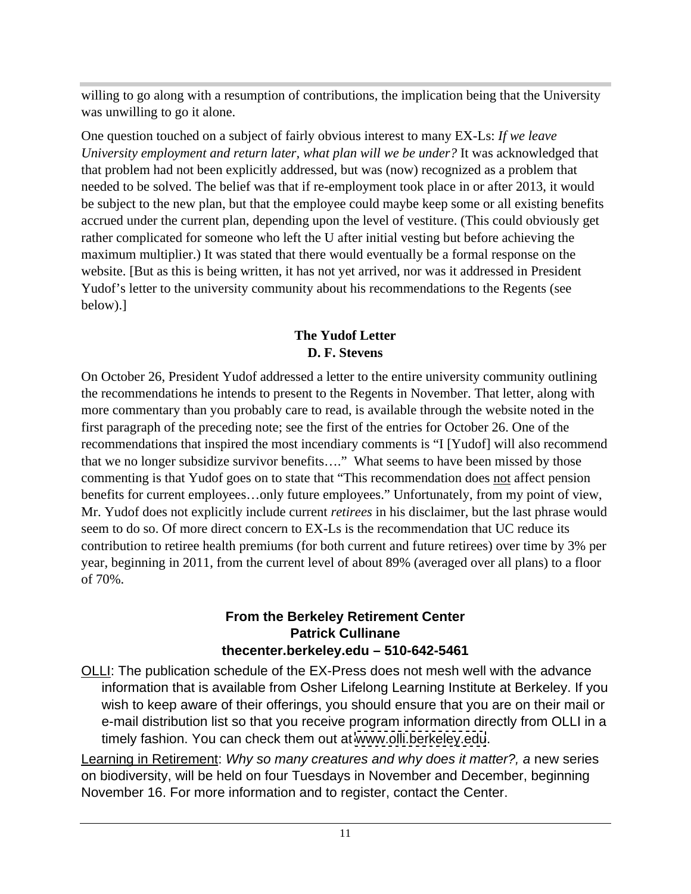willing to go along with a resumption of contributions, the implication being that the University was unwilling to go it alone.

One question touched on a subject of fairly obvious interest to many EX-Ls: *If we leave University employment and return later, what plan will we be under?* It was acknowledged that that problem had not been explicitly addressed, but was (now) recognized as a problem that needed to be solved. The belief was that if re-employment took place in or after 2013, it would be subject to the new plan, but that the employee could maybe keep some or all existing benefits accrued under the current plan, depending upon the level of vestiture. (This could obviously get rather complicated for someone who left the U after initial vesting but before achieving the maximum multiplier.) It was stated that there would eventually be a formal response on the website. [But as this is being written, it has not yet arrived, nor was it addressed in President Yudof's letter to the university community about his recommendations to the Regents (see below).]

### The Yudof Letter
**D. F. Stevens**

On October 26, President Yudof addressed a letter to the entire university community outlining the recommendations he intends to present to the Regents in November. That letter, along with more commentary than you probably care to read, is available through the website noted in the first paragraph of the preceding note; see the first of the entries for October 26. One of the recommendations that inspired the most incendiary comments is "I [Yudof] will also recommend that we no longer subsidize survivor benefits…." What seems to have been missed by those commenting is that Yudof goes on to state that "This recommendation does <u>not</u> affect pension benefits for current employees…only future employees." Unfortunately, from my point of view, Mr. Yudof does not explicitly include current *retirees* in his disclaimer, but the last phrase would seem to do so. Of more direct concern to EX-Ls is the recommendation that UC reduce its contribution to retiree health premiums (for both current and future retirees) over time by 3% per year, beginning in 2011, from the current level of about 89% (averaged over all plans) to a floor of 70%.

### From the Berkeley Retirement Center
**Patrick Cullinane**
**thecenter.berkeley.edu – 510-642-5461**

<u>OLLI</u>: The publication schedule of the EX-Press does not mesh well with the advance information that is available from Osher Lifelong Learning Institute at Berkeley. If you wish to keep aware of their offerings, you should ensure that you are on their mail or e-mail distribution list so that you receive program information directly from OLLI in a timely fashion. You can check them out at www.olli.berkeley.edu.

<u>Learning in Retirement</u>: *Why so many creatures and why does it matter?, a* new series on biodiversity, will be held on four Tuesdays in November and December, beginning November 16. For more information and to register, contact the Center.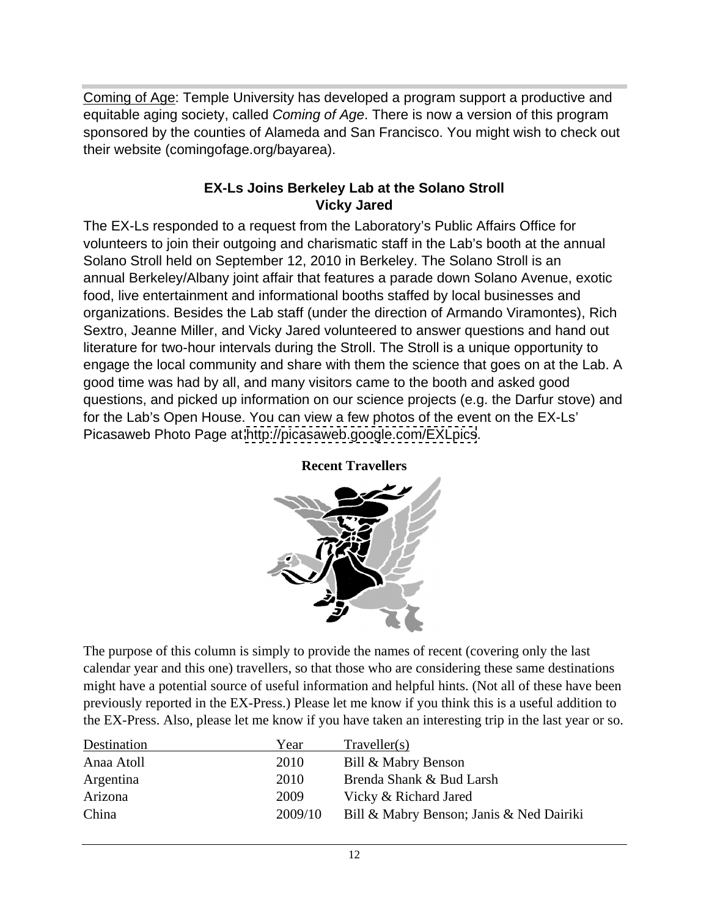Coming of Age: Temple University has developed a program support a productive and equitable aging society, called *Coming of Age*. There is now a version of this program sponsored by the counties of Alameda and San Francisco. You might wish to check out their website (comingofage.org/bayarea).

## EX-Ls Joins Berkeley Lab at the Solano Stroll

**Vicky Jared**

The EX-Ls responded to a request from the Laboratory's Public Affairs Office for volunteers to join their outgoing and charismatic staff in the Lab's booth at the annual Solano Stroll held on September 12, 2010 in Berkeley. The Solano Stroll is an annual Berkeley/Albany joint affair that features a parade down Solano Avenue, exotic food, live entertainment and informational booths staffed by local businesses and organizations. Besides the Lab staff (under the direction of Armando Viramontes), Rich Sextro, Jeanne Miller, and Vicky Jared volunteered to answer questions and hand out literature for two-hour intervals during the Stroll. The Stroll is a unique opportunity to engage the local community and share with them the science that goes on at the Lab. A good time was had by all, and many visitors came to the booth and asked good questions, and picked up information on our science projects (e.g. the Darfur stove) and for the Lab's Open House. You can view a few photos of the event on the EX-Ls' Picasaweb Photo Page at http://picasaweb.google.com/EXLpics.

## Recent Travellers

The purpose of this column is simply to provide the names of recent (covering only the last calendar year and this one) travellers, so that those who are considering these same destinations might have a potential source of useful information and helpful hints. (Not all of these have been previously reported in the EX-Press.) Please let me know if you think this is a useful addition to the EX-Press. Also, please let me know if you have taken an interesting trip in the last year or so.

| Destination | Year | Traveller(s) |
| --- | --- | --- |
| Anaa Atoll | 2010 | Bill & Mabry Benson |
| Argentina | 2010 | Brenda Shank & Bud Larsh |
| Arizona | 2009 | Vicky & Richard Jared |
| China | 2009/10 | Bill & Mabry Benson; Janis & Ned Dairiki |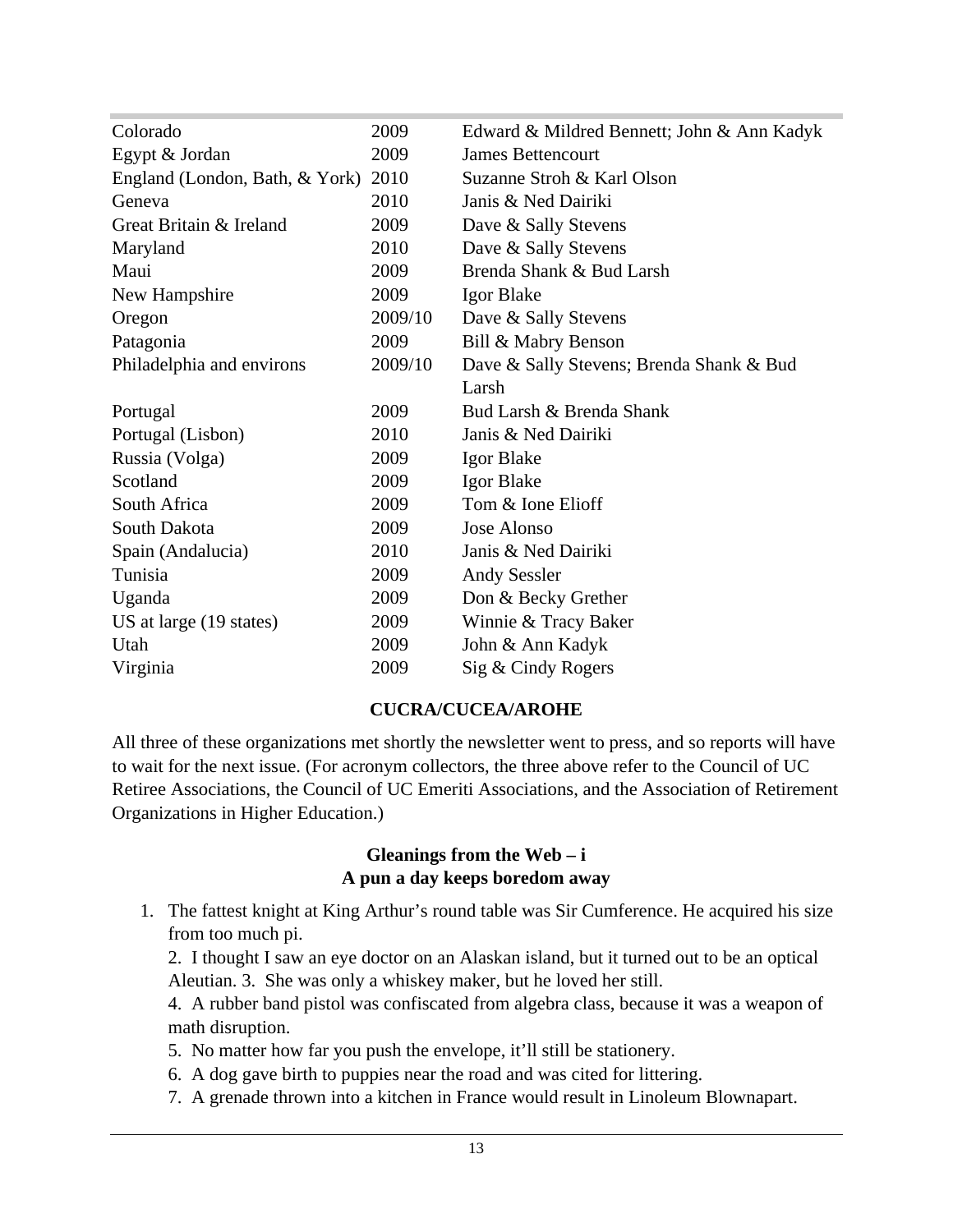| | | |
|---|---|---|
| Colorado | 2009 | Edward & Mildred Bennett; John & Ann Kadyk |
| Egypt & Jordan | 2009 | James Bettencourt |
| England (London, Bath, & York) | 2010 | Suzanne Stroh & Karl Olson |
| Geneva | 2010 | Janis & Ned Dairiki |
| Great Britain & Ireland | 2009 | Dave & Sally Stevens |
| Maryland | 2010 | Dave & Sally Stevens |
| Maui | 2009 | Brenda Shank & Bud Larsh |
| New Hampshire | 2009 | Igor Blake |
| Oregon | 2009/10 | Dave & Sally Stevens |
| Patagonia | 2009 | Bill & Mabry Benson |
| Philadelphia and environs | 2009/10 | Dave & Sally Stevens; Brenda Shank & Bud Larsh |
| Portugal | 2009 | Bud Larsh & Brenda Shank |
| Portugal (Lisbon) | 2010 | Janis & Ned Dairiki |
| Russia (Volga) | 2009 | Igor Blake |
| Scotland | 2009 | Igor Blake |
| South Africa | 2009 | Tom & Ione Elioff |
| South Dakota | 2009 | Jose Alonso |
| Spain (Andalucia) | 2010 | Janis & Ned Dairiki |
| Tunisia | 2009 | Andy Sessler |
| Uganda | 2009 | Don & Becky Grether |
| US at large (19 states) | 2009 | Winnie & Tracy Baker |
| Utah | 2009 | John & Ann Kadyk |
| Virginia | 2009 | Sig & Cindy Rogers |

## CUCRA/CUCEA/AROHE

All three of these organizations met shortly the newsletter went to press, and so reports will have to wait for the next issue. (For acronym collectors, the three above refer to the Council of UC Retiree Associations, the Council of UC Emeriti Associations, and the Association of Retirement Organizations in Higher Education.)

## Gleanings from the Web – i
## A pun a day keeps boredom away

1. The fattest knight at King Arthur's round table was Sir Cumference. He acquired his size from too much pi.
2. I thought I saw an eye doctor on an Alaskan island, but it turned out to be an optical Aleutian.
3. She was only a whiskey maker, but he loved her still.
4. A rubber band pistol was confiscated from algebra class, because it was a weapon of math disruption.
5. No matter how far you push the envelope, it'll still be stationery.
6. A dog gave birth to puppies near the road and was cited for littering.
7. A grenade thrown into a kitchen in France would result in Linoleum Blownapart.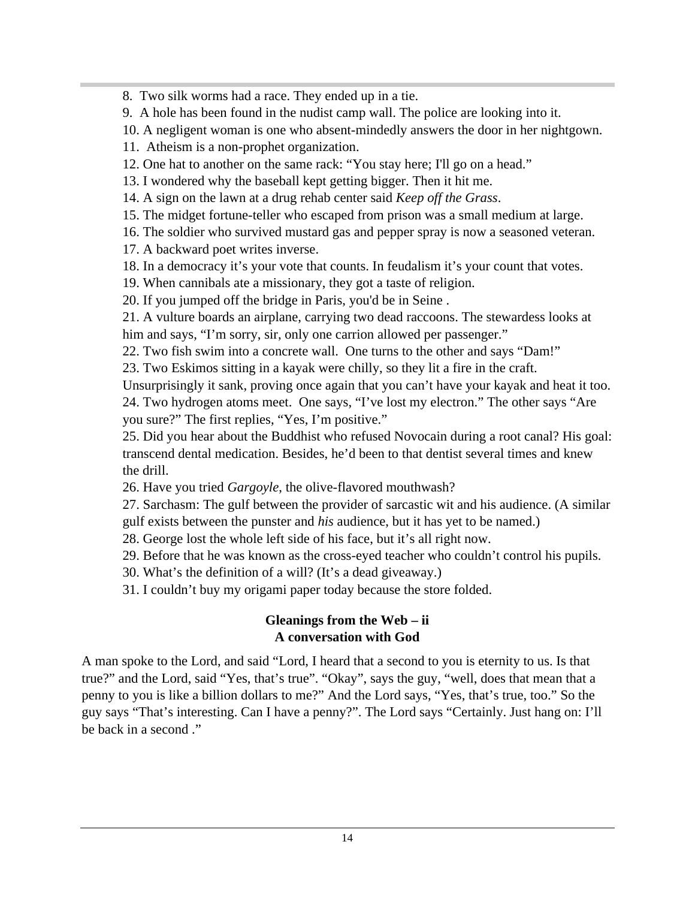8. Two silk worms had a race. They ended up in a tie.
9. A hole has been found in the nudist camp wall. The police are looking into it.
10. A negligent woman is one who absent-mindedly answers the door in her nightgown.
11. Atheism is a non-prophet organization.
12. One hat to another on the same rack: “You stay here; I'll go on a head.”
13. I wondered why the baseball kept getting bigger. Then it hit me.
14. A sign on the lawn at a drug rehab center said *Keep off the Grass*.
15. The midget fortune-teller who escaped from prison was a small medium at large.
16. The soldier who survived mustard gas and pepper spray is now a seasoned veteran.
17. A backward poet writes inverse.
18. In a democracy it’s your vote that counts. In feudalism it’s your count that votes.
19. When cannibals ate a missionary, they got a taste of religion.
20. If you jumped off the bridge in Paris, you'd be in Seine .
21. A vulture boards an airplane, carrying two dead raccoons. The stewardess looks at him and says, “I’m sorry, sir, only one carrion allowed per passenger.”
22. Two fish swim into a concrete wall. One turns to the other and says “Dam!”
23. Two Eskimos sitting in a kayak were chilly, so they lit a fire in the craft. Unsurprisingly it sank, proving once again that you can’t have your kayak and heat it too.
24. Two hydrogen atoms meet. One says, “I’ve lost my electron.” The other says “Are you sure?” The first replies, “Yes, I’m positive.”
25. Did you hear about the Buddhist who refused Novocain during a root canal? His goal: transcend dental medication. Besides, he’d been to that dentist several times and knew the drill.
26. Have you tried *Gargoyle*, the olive-flavored mouthwash?
27. Sarchasm: The gulf between the provider of sarcastic wit and his audience. (A similar gulf exists between the punster and *his* audience, but it has yet to be named.)
28. George lost the whole left side of his face, but it’s all right now.
29. Before that he was known as the cross-eyed teacher who couldn’t control his pupils.
30. What’s the definition of a will? (It’s a dead giveaway.)
31. I couldn’t buy my origami paper today because the store folded.

## Gleanings from the Web – ii
## A conversation with God

A man spoke to the Lord, and said “Lord, I heard that a second to you is eternity to us. Is that true?” and the Lord, said “Yes, that’s true”. “Okay”, says the guy, “well, does that mean that a penny to you is like a billion dollars to me?” And the Lord says, “Yes, that’s true, too.” So the guy says “That’s interesting. Can I have a penny?”. The Lord says “Certainly. Just hang on: I’ll be back in a second .”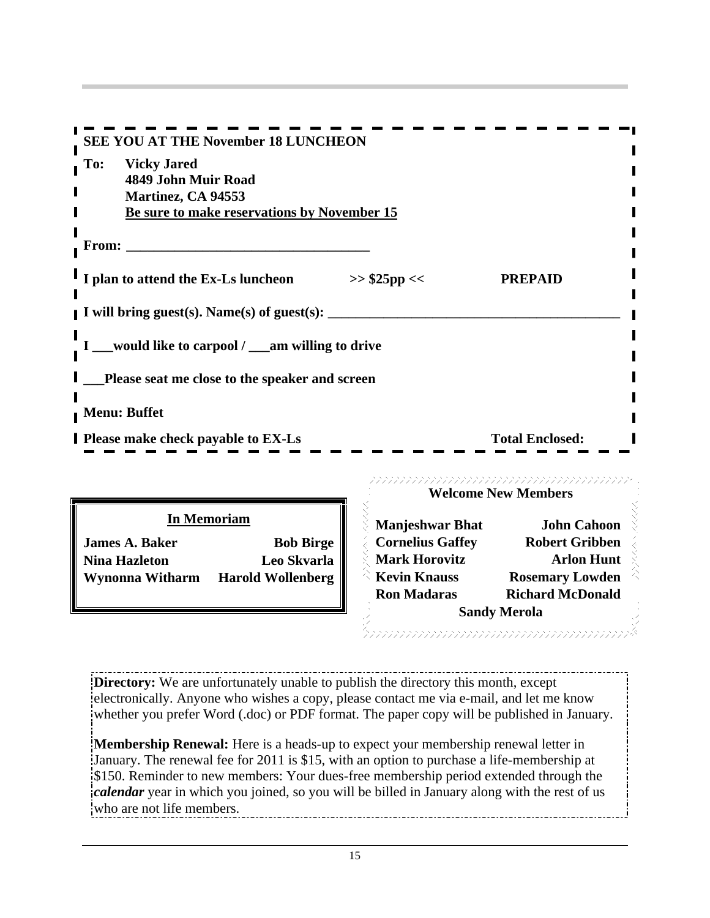**SEE YOU AT THE November 18 LUNCHEON**

**To: Vicky Jared**
**4849 John Muir Road**
**Martinez, CA 94553**
**<u>Be sure to make reservations by November 15</u>**

**From: ___________________________________**

**I plan to attend the Ex-Ls luncheon >> $25pp << PREPAID**

**I will bring guest(s). Name(s) of guest(s): ___________________________________________**

**I ___would like to carpool / ___am willing to drive**

**___Please seat me close to the speaker and screen**

**Menu: Buffet**

**Please make check payable to EX-Ls Total Enclosed:**

## In Memoriam

| | |
|---|---|
| **James A. Baker** | **Bob Birge** |
| **Nina Hazleton** | **Leo Skvarla** |
| **Wynonna Witharm** | **Harold Wollenberg** |

## Welcome New Members

| | |
|---|---|
| **Manjeshwar Bhat** | **John Cahoon** |
| **Cornelius Gaffey** | **Robert Gribben** |
| **Mark Horovitz** | **Arlon Hunt** |
| **Kevin Knauss** | **Rosemary Lowden** |
| **Ron Madaras** | **Richard McDonald** |
| **Sandy Merola** | |

**Directory:** We are unfortunately unable to publish the directory this month, except electronically. Anyone who wishes a copy, please contact me via e-mail, and let me know whether you prefer Word (.doc) or PDF format. The paper copy will be published in January.

**Membership Renewal:** Here is a heads-up to expect your membership renewal letter in January. The renewal fee for 2011 is $15, with an option to purchase a life-membership at $150. Reminder to new members: Your dues-free membership period extended through the ***calendar*** year in which you joined, so you will be billed in January along with the rest of us who are not life members.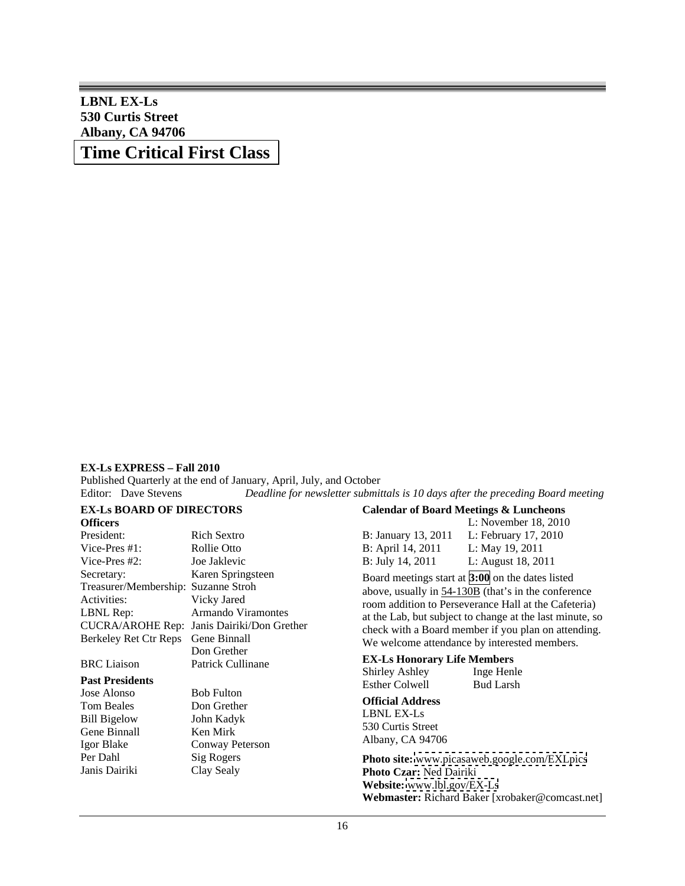**LBNL EX-Ls**
**530 Curtis Street**
**Albany, CA 94706**

**Time Critical First Class**

**EX-Ls EXPRESS – Fall 2010**

Published Quarterly at the end of January, April, July, and October

Editor: Dave Stevens *Deadline for newsletter submittals is 10 days after the preceding Board meeting*

**EX-Ls BOARD OF DIRECTORS**

**Officers**

| | |
|---|---|
| President: | Rich Sextro |
| Vice-Pres #1: | Rollie Otto |
| Vice-Pres #2: | Joe Jaklevic |
| Secretary: | Karen Springsteen |
| Treasurer/Membership: | Suzanne Stroh |
| Activities: | Vicky Jared |
| LBNL Rep: | Armando Viramontes |
| CUCRA/AROHE Rep: | Janis Dairiki/Don Grether |
| Berkeley Ret Ctr Reps | Gene Binnall |
| | Don Grether |
| BRC Liaison | Patrick Cullinane |

**Past Presidents**

| | |
|---|---|
| Jose Alonso | Bob Fulton |
| Tom Beales | Don Grether |
| Bill Bigelow | John Kadyk |
| Gene Binnall | Ken Mirk |
| Igor Blake | Conway Peterson |
| Per Dahl | Sig Rogers |
| Janis Dairiki | Clay Sealy |

**Calendar of Board Meetings & Luncheons**

| | |
|---|---|
| | L: November 18, 2010 |
| B: January 13, 2011 | L: February 17, 2010 |
| B: April 14, 2011 | L: May 19, 2011 |
| B: July 14, 2011 | L: August 18, 2011 |

Board meetings start at **3:00** on the dates listed above, usually in 54-130B (that's in the conference room addition to Perseverance Hall at the Cafeteria) at the Lab, but subject to change at the last minute, so check with a Board member if you plan on attending. We welcome attendance by interested members.

**EX-Ls Honorary Life Members**

| | |
|---|---|
| Shirley Ashley | Inge Henle |
| Esther Colwell | Bud Larsh |

**Official Address**

LBNL EX-Ls
530 Curtis Street
Albany, CA 94706

**Photo site:** www.picasaweb.google.com/EXLpics
**Photo Czar:** Ned Dairiki
**Website:** www.lbl.gov/EX-Ls
**Webmaster:** Richard Baker [xrobaker@comcast.net]